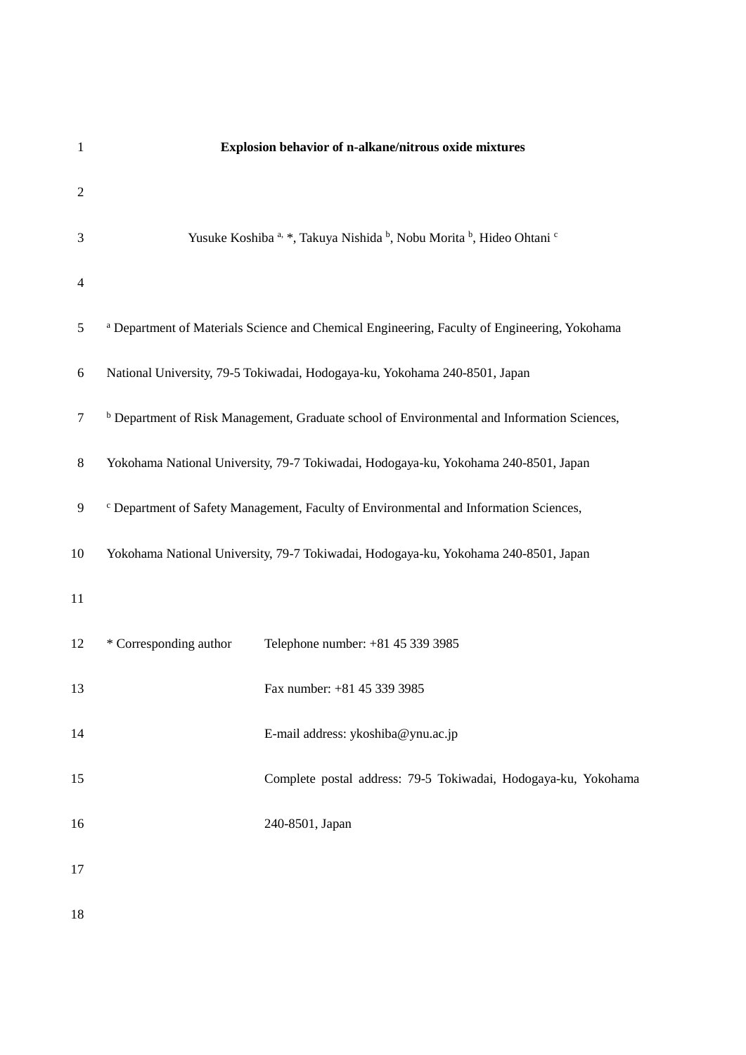# Explosion behavior of n-alkane/nitrous oxide mixtures

Yusuke Koshiba [a, *], Takuya Nishida [b], Nobu Morita [b], Hideo Ohtani [c]

[a] Department of Materials Science and Chemical Engineering, Faculty of Engineering, Yokohama National University, 79-5 Tokiwadai, Hodogaya-ku, Yokohama 240-8501, Japan

[b] Department of Risk Management, Graduate school of Environmental and Information Sciences, Yokohama National University, 79-7 Tokiwadai, Hodogaya-ku, Yokohama 240-8501, Japan

[c] Department of Safety Management, Faculty of Environmental and Information Sciences, Yokohama National University, 79-7 Tokiwadai, Hodogaya-ku, Yokohama 240-8501, Japan

\* Corresponding author Telephone number: +81 45 339 3985

Fax number: +81 45 339 3985

E-mail address: ykoshiba@ynu.ac.jp

Complete postal address: 79-5 Tokiwadai, Hodogaya-ku, Yokohama 240-8501, Japan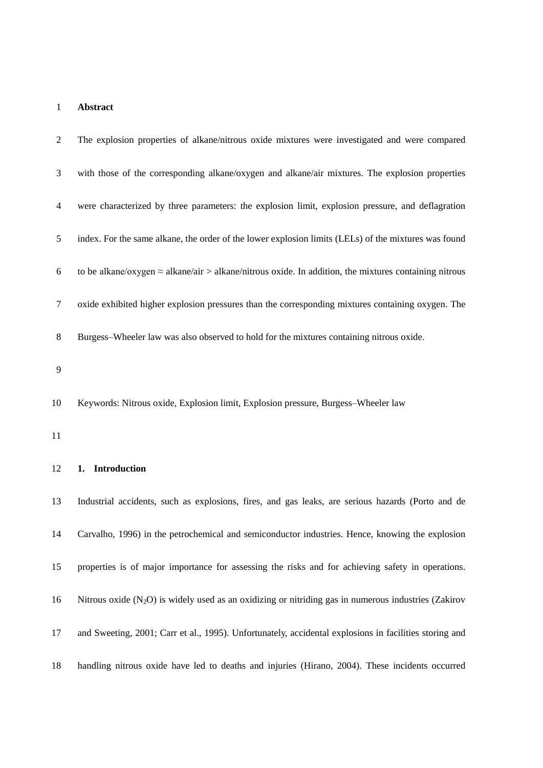**Abstract**

The explosion properties of alkane/nitrous oxide mixtures were investigated and were compared with those of the corresponding alkane/oxygen and alkane/air mixtures. The explosion properties were characterized by three parameters: the explosion limit, explosion pressure, and deflagration index. For the same alkane, the order of the lower explosion limits (LELs) of the mixtures was found to be alkane/oxygen ≈ alkane/air > alkane/nitrous oxide. In addition, the mixtures containing nitrous oxide exhibited higher explosion pressures than the corresponding mixtures containing oxygen. The Burgess–Wheeler law was also observed to hold for the mixtures containing nitrous oxide.

Keywords: Nitrous oxide, Explosion limit, Explosion pressure, Burgess–Wheeler law

## 1. Introduction

Industrial accidents, such as explosions, fires, and gas leaks, are serious hazards (Porto and de Carvalho, 1996) in the petrochemical and semiconductor industries. Hence, knowing the explosion properties is of major importance for assessing the risks and for achieving safety in operations. Nitrous oxide ($N_2O$) is widely used as an oxidizing or nitriding gas in numerous industries (Zakirov and Sweeting, 2001; Carr et al., 1995). Unfortunately, accidental explosions in facilities storing and handling nitrous oxide have led to deaths and injuries (Hirano, 2004). These incidents occurred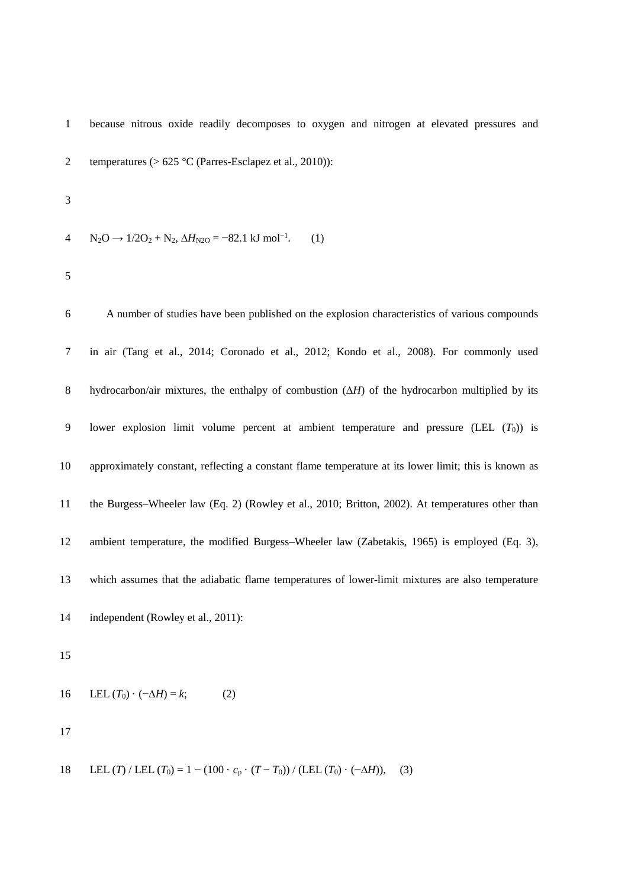because nitrous oxide readily decomposes to oxygen and nitrogen at elevated pressures and temperatures (> 625 °C (Parres-Esclapez et al., 2010)):

$$N_2O \rightarrow 1/2O_2 + N_2,\ \Delta H_{N2O} = -82.1\ \text{kJ mol}^{-1}. \quad (1)$$

A number of studies have been published on the explosion characteristics of various compounds in air (Tang et al., 2014; Coronado et al., 2012; Kondo et al., 2008). For commonly used hydrocarbon/air mixtures, the enthalpy of combustion ($\Delta H$) of the hydrocarbon multiplied by its lower explosion limit volume percent at ambient temperature and pressure (LEL ($T_0$)) is approximately constant, reflecting a constant flame temperature at its lower limit; this is known as the Burgess–Wheeler law (Eq. 2) (Rowley et al., 2010; Britton, 2002). At temperatures other than ambient temperature, the modified Burgess–Wheeler law (Zabetakis, 1965) is employed (Eq. 3), which assumes that the adiabatic flame temperatures of lower-limit mixtures are also temperature independent (Rowley et al., 2011):

$$\text{LEL}\ (T_0) \cdot (-\Delta H) = k; \quad (2)$$

$$\text{LEL}\ (T) / \text{LEL}\ (T_0) = 1 - (100 \cdot c_p \cdot (T - T_0)) / (\text{LEL}\ (T_0) \cdot (-\Delta H)), \quad (3)$$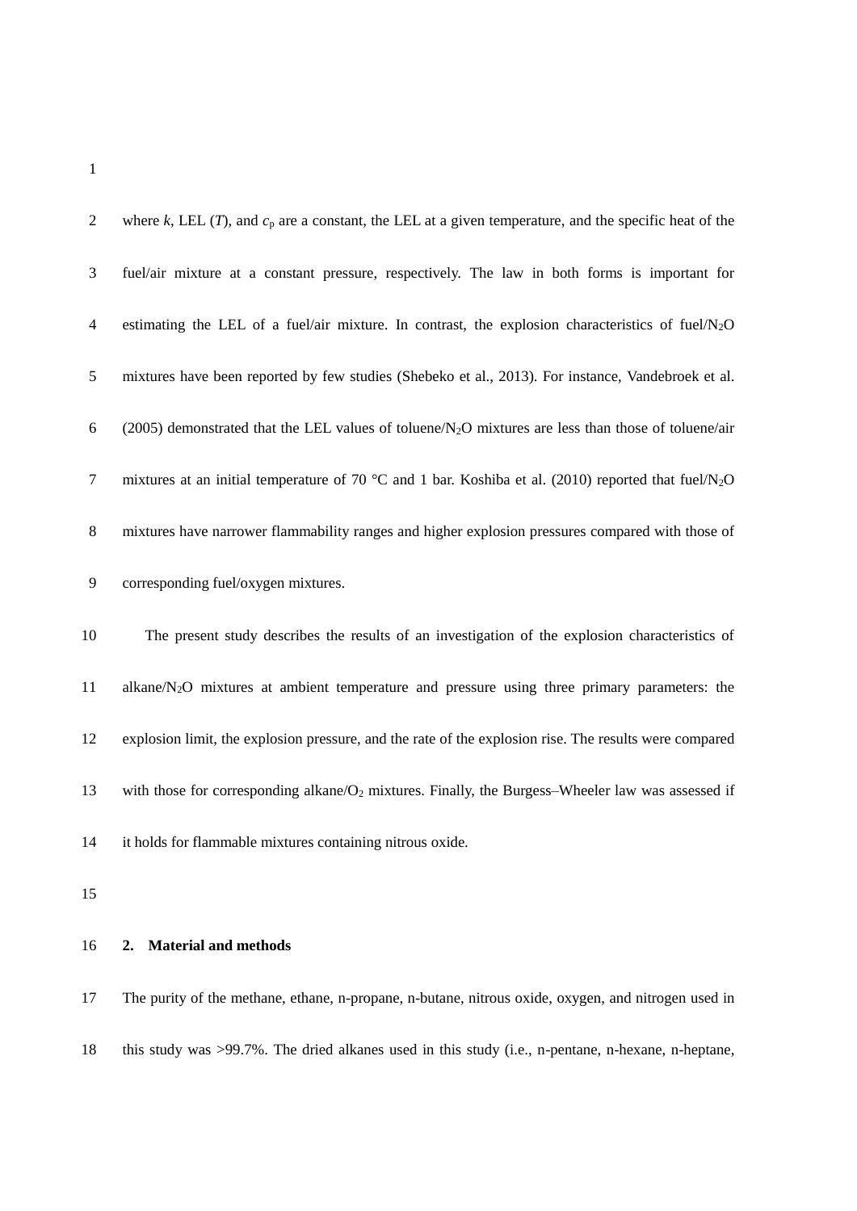where $k$, LEL ($T$), and $c_p$ are a constant, the LEL at a given temperature, and the specific heat of the fuel/air mixture at a constant pressure, respectively. The law in both forms is important for estimating the LEL of a fuel/air mixture. In contrast, the explosion characteristics of fuel/$N_2O$ mixtures have been reported by few studies (Shebeko et al., 2013). For instance, Vandebroek et al. (2005) demonstrated that the LEL values of toluene/$N_2O$ mixtures are less than those of toluene/air mixtures at an initial temperature of 70 °C and 1 bar. Koshiba et al. (2010) reported that fuel/$N_2O$ mixtures have narrower flammability ranges and higher explosion pressures compared with those of corresponding fuel/oxygen mixtures.

The present study describes the results of an investigation of the explosion characteristics of alkane/$N_2O$ mixtures at ambient temperature and pressure using three primary parameters: the explosion limit, the explosion pressure, and the rate of the explosion rise. The results were compared with those for corresponding alkane/$O_2$ mixtures. Finally, the Burgess–Wheeler law was assessed if it holds for flammable mixtures containing nitrous oxide.

## 2. Material and methods

The purity of the methane, ethane, n-propane, n-butane, nitrous oxide, oxygen, and nitrogen used in this study was >99.7%. The dried alkanes used in this study (i.e., n-pentane, n-hexane, n-heptane,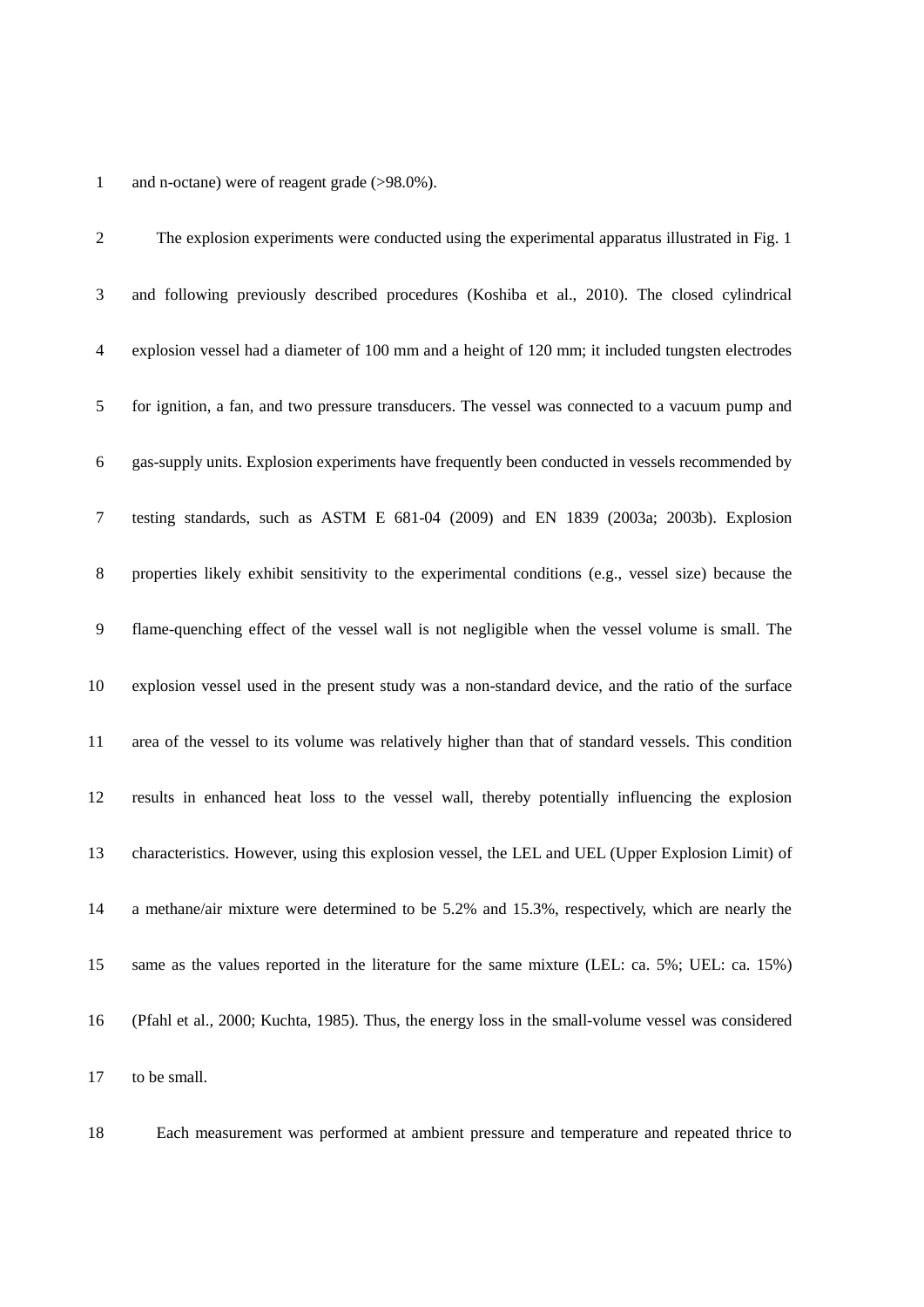and n-octane) were of reagent grade (>98.0%).

The explosion experiments were conducted using the experimental apparatus illustrated in Fig. 1 and following previously described procedures (Koshiba et al., 2010). The closed cylindrical explosion vessel had a diameter of 100 mm and a height of 120 mm; it included tungsten electrodes for ignition, a fan, and two pressure transducers. The vessel was connected to a vacuum pump and gas-supply units. Explosion experiments have frequently been conducted in vessels recommended by testing standards, such as ASTM E 681-04 (2009) and EN 1839 (2003a; 2003b). Explosion properties likely exhibit sensitivity to the experimental conditions (e.g., vessel size) because the flame-quenching effect of the vessel wall is not negligible when the vessel volume is small. The explosion vessel used in the present study was a non-standard device, and the ratio of the surface area of the vessel to its volume was relatively higher than that of standard vessels. This condition results in enhanced heat loss to the vessel wall, thereby potentially influencing the explosion characteristics. However, using this explosion vessel, the LEL and UEL (Upper Explosion Limit) of a methane/air mixture were determined to be 5.2% and 15.3%, respectively, which are nearly the same as the values reported in the literature for the same mixture (LEL: ca. 5%; UEL: ca. 15%) (Pfahl et al., 2000; Kuchta, 1985). Thus, the energy loss in the small-volume vessel was considered to be small.

Each measurement was performed at ambient pressure and temperature and repeated thrice to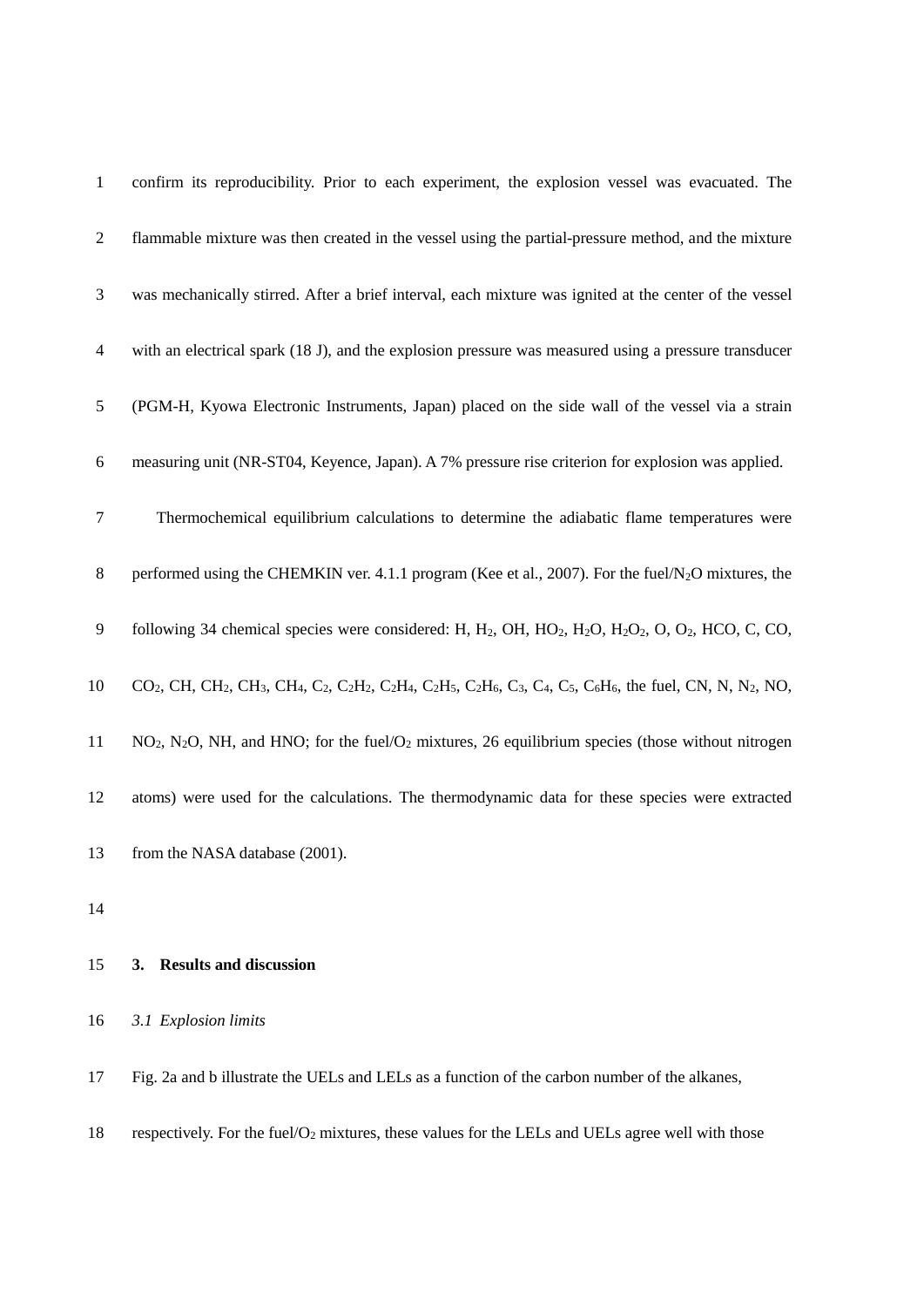confirm its reproducibility. Prior to each experiment, the explosion vessel was evacuated. The flammable mixture was then created in the vessel using the partial-pressure method, and the mixture was mechanically stirred. After a brief interval, each mixture was ignited at the center of the vessel with an electrical spark (18 J), and the explosion pressure was measured using a pressure transducer (PGM-H, Kyowa Electronic Instruments, Japan) placed on the side wall of the vessel via a strain measuring unit (NR-ST04, Keyence, Japan). A 7% pressure rise criterion for explosion was applied.

Thermochemical equilibrium calculations to determine the adiabatic flame temperatures were performed using the CHEMKIN ver. 4.1.1 program (Kee et al., 2007). For the fuel/$N_2O$ mixtures, the following 34 chemical species were considered: H, $H_2$, OH, $HO_2$, $H_2O$, $H_2O_2$, O, $O_2$, HCO, C, CO, $CO_2$, CH, $CH_2$, $CH_3$, $CH_4$, $C_2$, $C_2H_2$, $C_2H_4$, $C_2H_5$, $C_2H_6$, $C_3$, $C_4$, $C_5$, $C_6H_6$, the fuel, CN, N, $N_2$, NO, $NO_2$, $N_2O$, NH, and HNO; for the fuel/$O_2$ mixtures, 26 equilibrium species (those without nitrogen atoms) were used for the calculations. The thermodynamic data for these species were extracted from the NASA database (2001).

## 3. Results and discussion

### *3.1 Explosion limits*

Fig. 2a and b illustrate the UELs and LELs as a function of the carbon number of the alkanes, respectively. For the fuel/$O_2$ mixtures, these values for the LELs and UELs agree well with those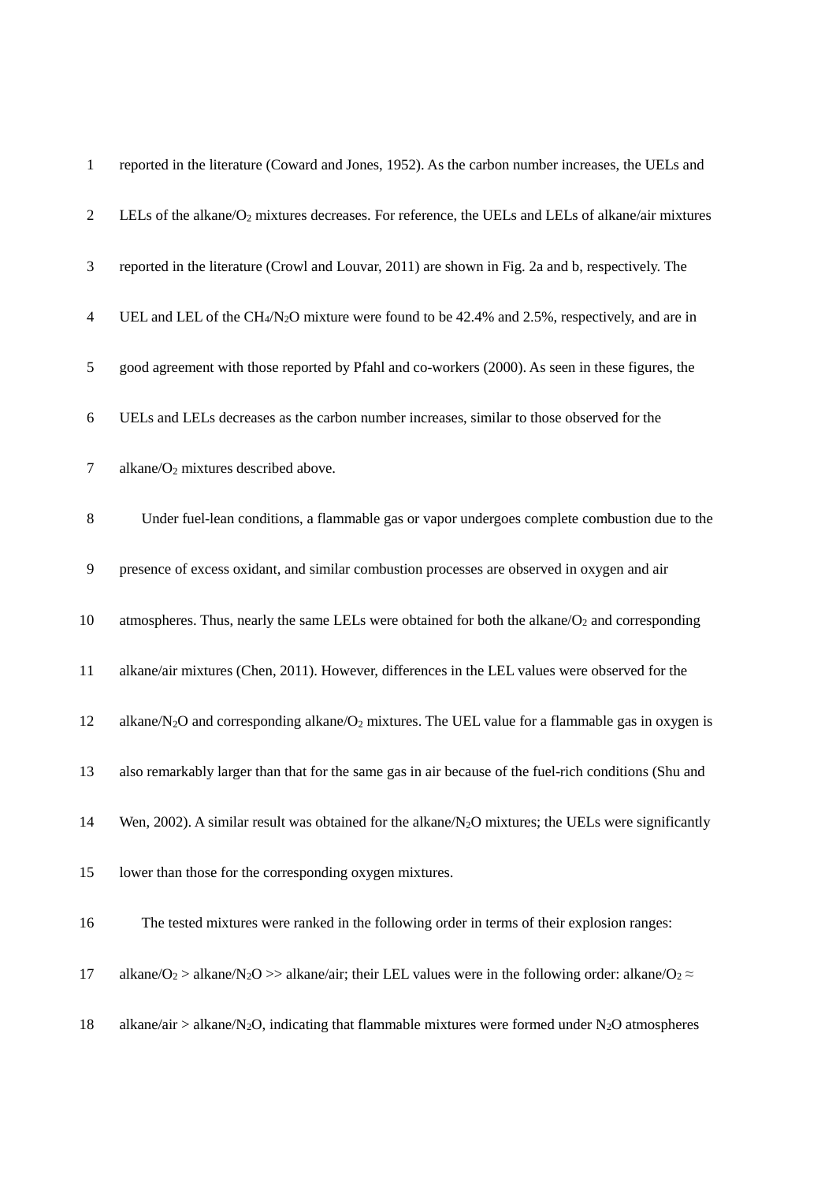reported in the literature (Coward and Jones, 1952). As the carbon number increases, the UELs and LELs of the alkane/$O_2$ mixtures decreases. For reference, the UELs and LELs of alkane/air mixtures reported in the literature (Crowl and Louvar, 2011) are shown in Fig. 2a and b, respectively. The UEL and LEL of the $CH_4$/$N_2O$ mixture were found to be 42.4% and 2.5%, respectively, and are in good agreement with those reported by Pfahl and co-workers (2000). As seen in these figures, the UELs and LELs decreases as the carbon number increases, similar to those observed for the alkane/$O_2$ mixtures described above.

Under fuel-lean conditions, a flammable gas or vapor undergoes complete combustion due to the presence of excess oxidant, and similar combustion processes are observed in oxygen and air atmospheres. Thus, nearly the same LELs were obtained for both the alkane/$O_2$ and corresponding alkane/air mixtures (Chen, 2011). However, differences in the LEL values were observed for the alkane/$N_2O$ and corresponding alkane/$O_2$ mixtures. The UEL value for a flammable gas in oxygen is also remarkably larger than that for the same gas in air because of the fuel-rich conditions (Shu and Wen, 2002). A similar result was obtained for the alkane/$N_2O$ mixtures; the UELs were significantly lower than those for the corresponding oxygen mixtures.

The tested mixtures were ranked in the following order in terms of their explosion ranges: alkane/$O_2$ > alkane/$N_2O$ >> alkane/air; their LEL values were in the following order: alkane/$O_2$ ≈ alkane/air > alkane/$N_2O$, indicating that flammable mixtures were formed under $N_2O$ atmospheres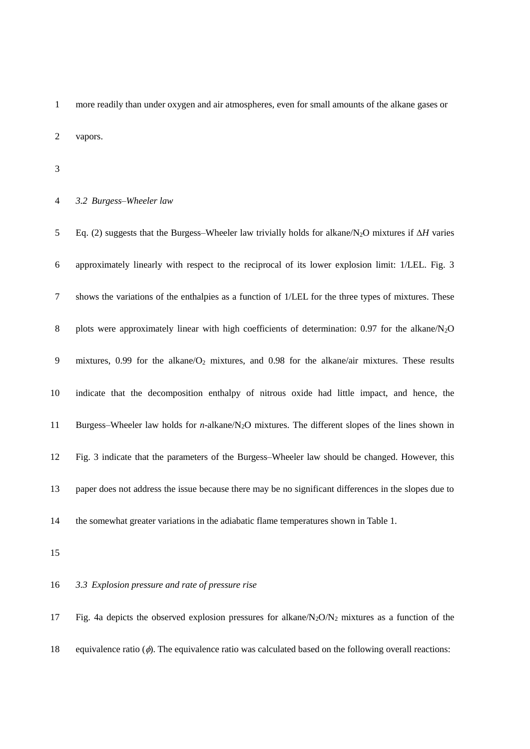more readily than under oxygen and air atmospheres, even for small amounts of the alkane gases or vapors.

### *3.2 Burgess–Wheeler law*

Eq. (2) suggests that the Burgess–Wheeler law trivially holds for alkane/$N_2O$ mixtures if $\Delta H$ varies approximately linearly with respect to the reciprocal of its lower explosion limit: 1/LEL. Fig. 3 shows the variations of the enthalpies as a function of 1/LEL for the three types of mixtures. These plots were approximately linear with high coefficients of determination: 0.97 for the alkane/$N_2O$ mixtures, 0.99 for the alkane/$O_2$ mixtures, and 0.98 for the alkane/air mixtures. These results indicate that the decomposition enthalpy of nitrous oxide had little impact, and hence, the Burgess–Wheeler law holds for *n*-alkane/$N_2O$ mixtures. The different slopes of the lines shown in Fig. 3 indicate that the parameters of the Burgess–Wheeler law should be changed. However, this paper does not address the issue because there may be no significant differences in the slopes due to the somewhat greater variations in the adiabatic flame temperatures shown in Table 1.

### *3.3 Explosion pressure and rate of pressure rise*

Fig. 4a depicts the observed explosion pressures for alkane/$N_2O$/$N_2$ mixtures as a function of the equivalence ratio ($\phi$). The equivalence ratio was calculated based on the following overall reactions: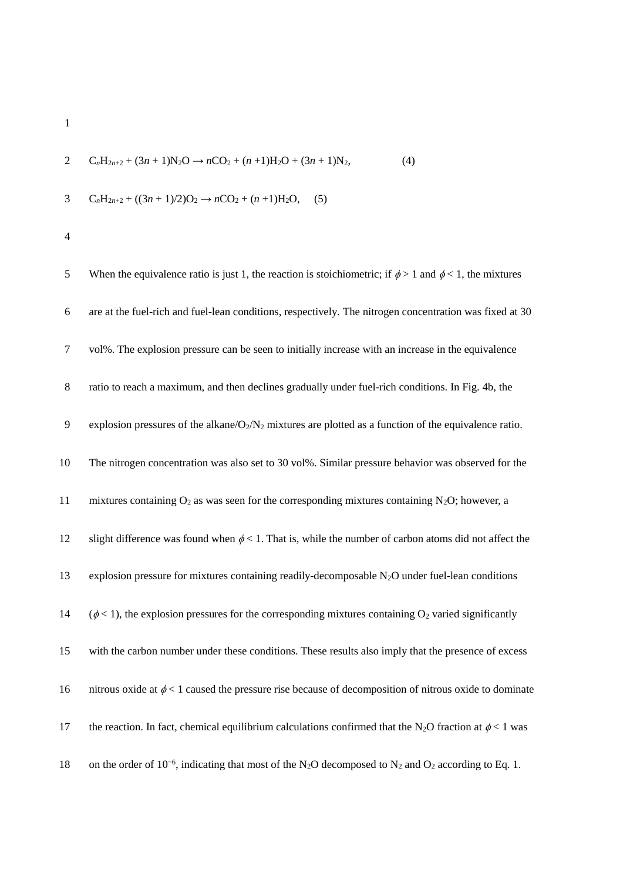$$C_nH_{2n+2} + (3n + 1)N_2O \rightarrow nCO_2 + (n + 1)H_2O + (3n + 1)N_2, \quad (4)$$

$$C_nH_{2n+2} + ((3n + 1)/2)O_2 \rightarrow nCO_2 + (n + 1)H_2O, \quad (5)$$

When the equivalence ratio is just 1, the reaction is stoichiometric; if $\phi > 1$ and $\phi < 1$, the mixtures are at the fuel-rich and fuel-lean conditions, respectively. The nitrogen concentration was fixed at 30 vol%. The explosion pressure can be seen to initially increase with an increase in the equivalence ratio to reach a maximum, and then declines gradually under fuel-rich conditions. In Fig. 4b, the explosion pressures of the alkane/$O_2$/$N_2$ mixtures are plotted as a function of the equivalence ratio. The nitrogen concentration was also set to 30 vol%. Similar pressure behavior was observed for the mixtures containing $O_2$ as was seen for the corresponding mixtures containing $N_2O$; however, a slight difference was found when $\phi < 1$. That is, while the number of carbon atoms did not affect the explosion pressure for mixtures containing readily-decomposable $N_2O$ under fuel-lean conditions ($\phi < 1$), the explosion pressures for the corresponding mixtures containing $O_2$ varied significantly with the carbon number under these conditions. These results also imply that the presence of excess nitrous oxide at $\phi < 1$ caused the pressure rise because of decomposition of nitrous oxide to dominate the reaction. In fact, chemical equilibrium calculations confirmed that the $N_2O$ fraction at $\phi < 1$ was on the order of $10^{-6}$, indicating that most of the $N_2O$ decomposed to $N_2$ and $O_2$ according to Eq. 1.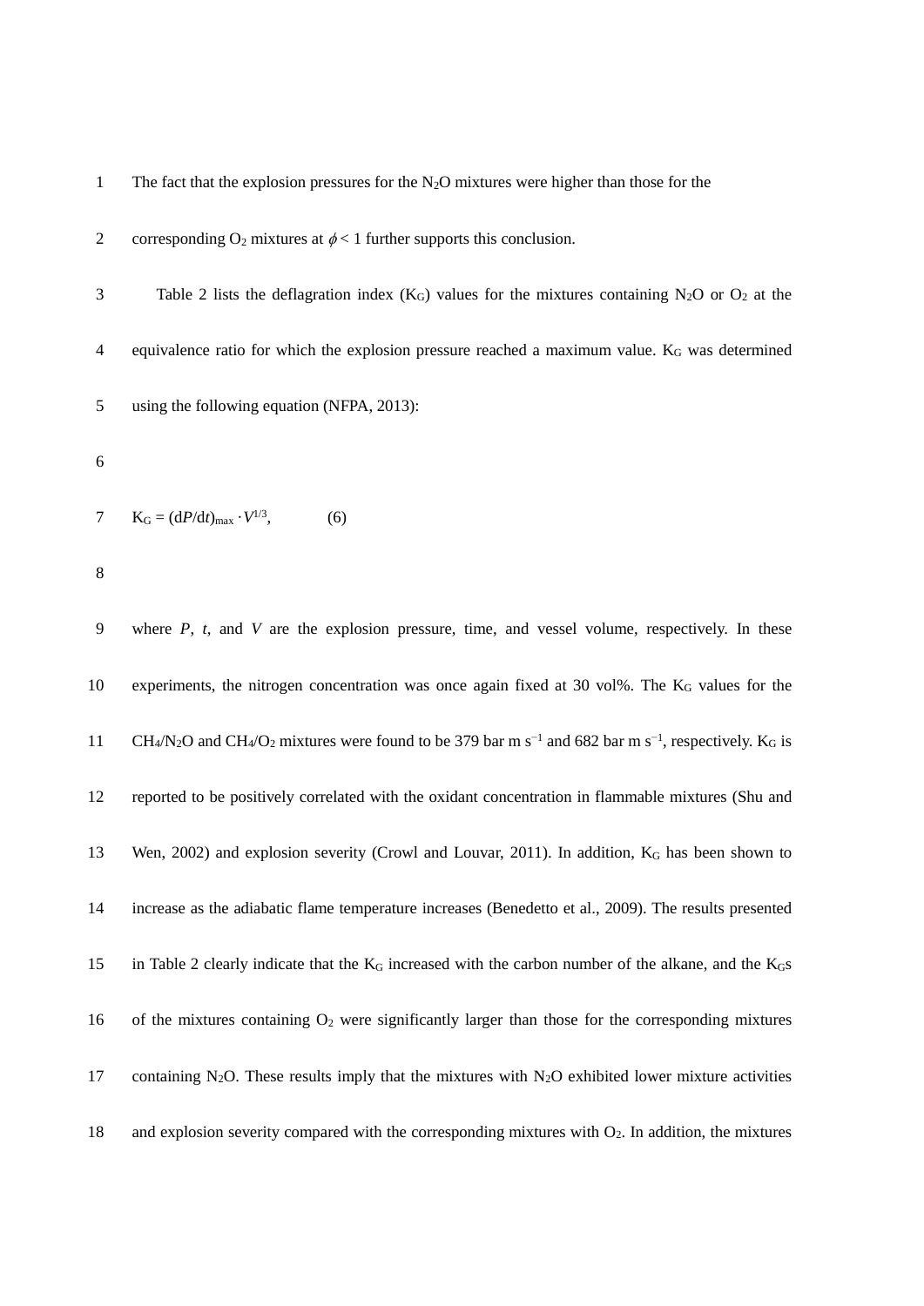The fact that the explosion pressures for the $N_2O$ mixtures were higher than those for the corresponding $O_2$ mixtures at $\phi < 1$ further supports this conclusion.

Table 2 lists the deflagration index ($K_G$) values for the mixtures containing $N_2O$ or $O_2$ at the equivalence ratio for which the explosion pressure reached a maximum value. $K_G$ was determined using the following equation (NFPA, 2013):

$$K_G = (dP/dt)_{max} \cdot V^{1/3}, \qquad (6)$$

where $P$, $t$, and $V$ are the explosion pressure, time, and vessel volume, respectively. In these experiments, the nitrogen concentration was once again fixed at 30 vol%. The $K_G$ values for the $CH_4/N_2O$ and $CH_4/O_2$ mixtures were found to be 379 bar m s$^{-1}$ and 682 bar m s$^{-1}$, respectively. $K_G$ is reported to be positively correlated with the oxidant concentration in flammable mixtures (Shu and Wen, 2002) and explosion severity (Crowl and Louvar, 2011). In addition, $K_G$ has been shown to increase as the adiabatic flame temperature increases (Benedetto et al., 2009). The results presented in Table 2 clearly indicate that the $K_G$ increased with the carbon number of the alkane, and the $K_G$s of the mixtures containing $O_2$ were significantly larger than those for the corresponding mixtures containing $N_2O$. These results imply that the mixtures with $N_2O$ exhibited lower mixture activities and explosion severity compared with the corresponding mixtures with $O_2$. In addition, the mixtures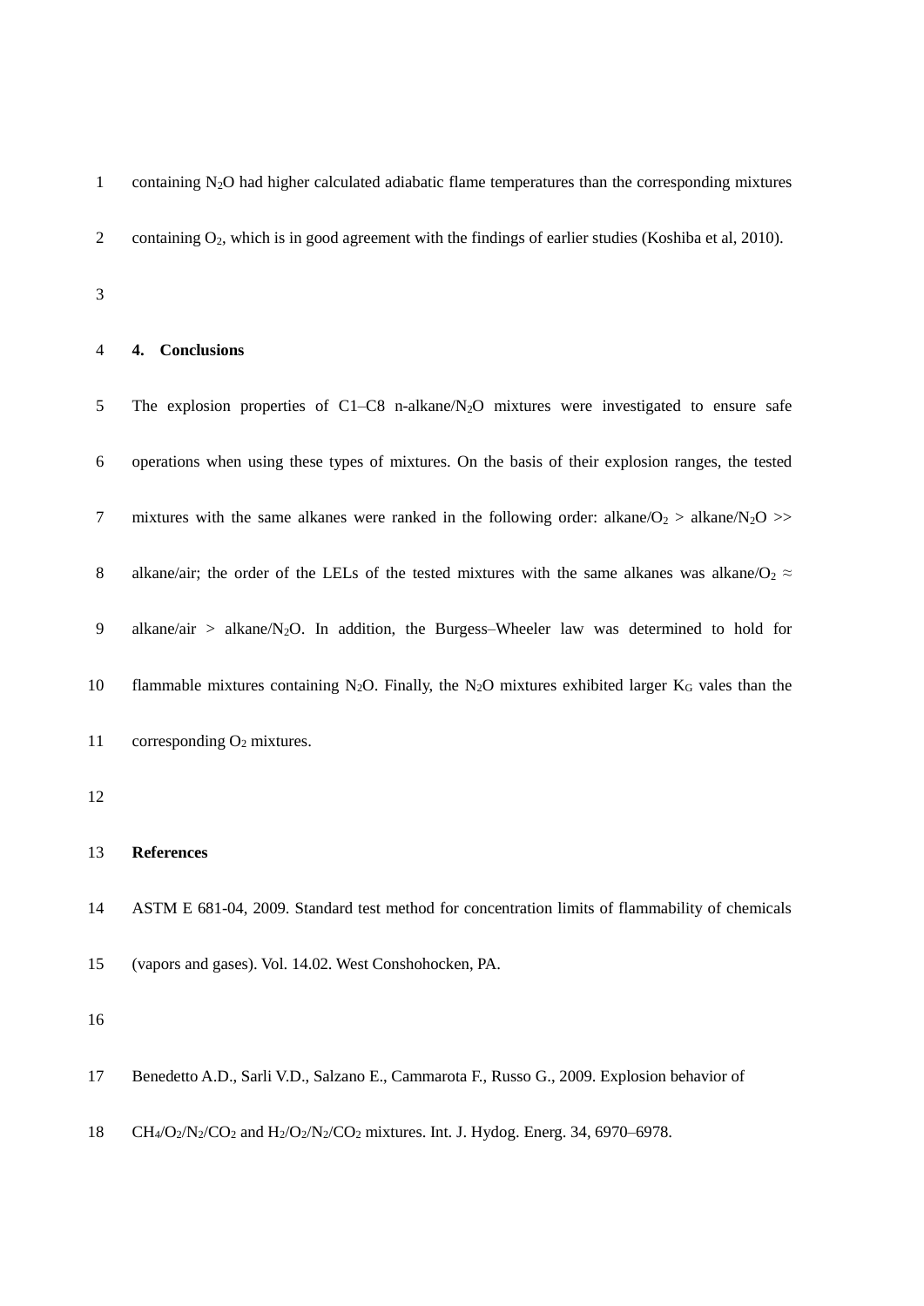containing $N_2O$ had higher calculated adiabatic flame temperatures than the corresponding mixtures containing $O_2$, which is in good agreement with the findings of earlier studies (Koshiba et al, 2010).

## 4. Conclusions

The explosion properties of C1–C8 n-alkane/$N_2O$ mixtures were investigated to ensure safe operations when using these types of mixtures. On the basis of their explosion ranges, the tested mixtures with the same alkanes were ranked in the following order: alkane/$O_2$ > alkane/$N_2O$ >> alkane/air; the order of the LELs of the tested mixtures with the same alkanes was alkane/$O_2$ ≈ alkane/air > alkane/$N_2O$. In addition, the Burgess–Wheeler law was determined to hold for flammable mixtures containing $N_2O$. Finally, the $N_2O$ mixtures exhibited larger $K_G$ vales than the corresponding $O_2$ mixtures.

## References

ASTM E 681-04, 2009. Standard test method for concentration limits of flammability of chemicals (vapors and gases). Vol. 14.02. West Conshohocken, PA.

Benedetto A.D., Sarli V.D., Salzano E., Cammarota F., Russo G., 2009. Explosion behavior of $CH_4/O_2/N_2/CO_2$ and $H_2/O_2/N_2/CO_2$ mixtures. Int. J. Hydog. Energ. 34, 6970–6978.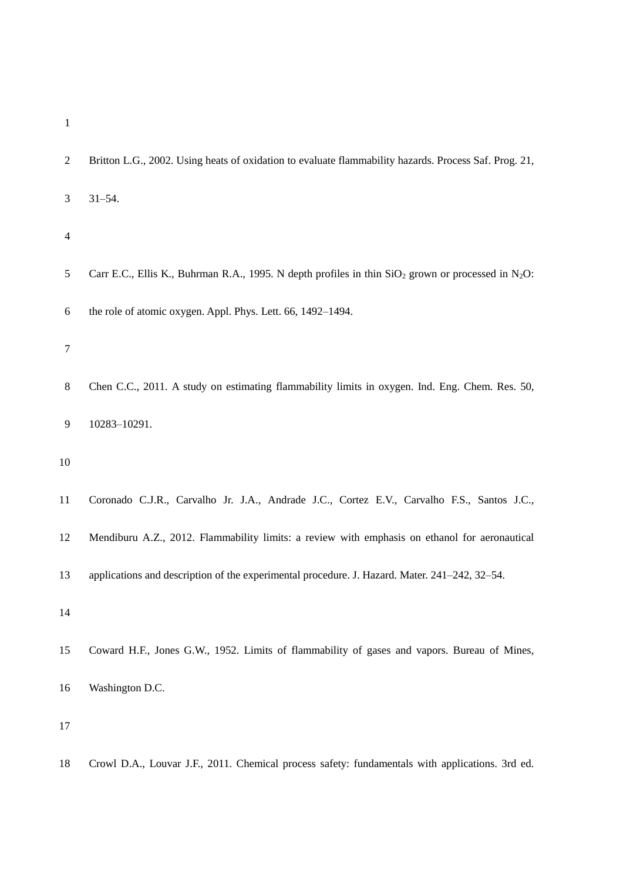Britton L.G., 2002. Using heats of oxidation to evaluate flammability hazards. Process Saf. Prog. 21, 31–54.

Carr E.C., Ellis K., Buhrman R.A., 1995. N depth profiles in thin $SiO_2$ grown or processed in $N_2O$: the role of atomic oxygen. Appl. Phys. Lett. 66, 1492–1494.

Chen C.C., 2011. A study on estimating flammability limits in oxygen. Ind. Eng. Chem. Res. 50, 10283–10291.

Coronado C.J.R., Carvalho Jr. J.A., Andrade J.C., Cortez E.V., Carvalho F.S., Santos J.C., Mendiburu A.Z., 2012. Flammability limits: a review with emphasis on ethanol for aeronautical applications and description of the experimental procedure. J. Hazard. Mater. 241–242, 32–54.

Coward H.F., Jones G.W., 1952. Limits of flammability of gases and vapors. Bureau of Mines, Washington D.C.

Crowl D.A., Louvar J.F., 2011. Chemical process safety: fundamentals with applications. 3rd ed.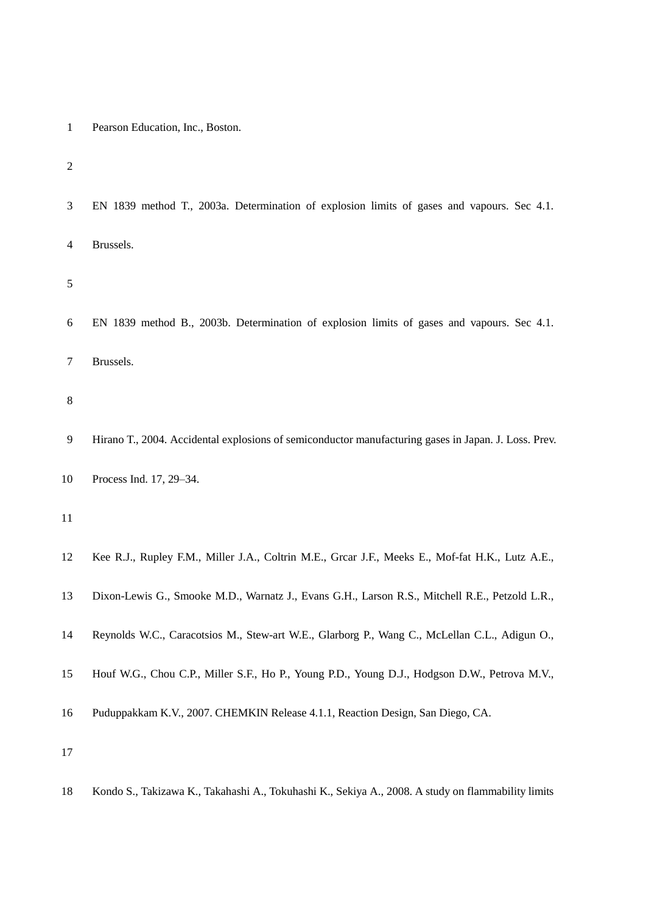Pearson Education, Inc., Boston.

EN 1839 method T., 2003a. Determination of explosion limits of gases and vapours. Sec 4.1. Brussels.

EN 1839 method B., 2003b. Determination of explosion limits of gases and vapours. Sec 4.1. Brussels.

Hirano T., 2004. Accidental explosions of semiconductor manufacturing gases in Japan. J. Loss. Prev. Process Ind. 17, 29–34.

Kee R.J., Rupley F.M., Miller J.A., Coltrin M.E., Grcar J.F., Meeks E., Mof-fat H.K., Lutz A.E., Dixon-Lewis G., Smooke M.D., Warnatz J., Evans G.H., Larson R.S., Mitchell R.E., Petzold L.R., Reynolds W.C., Caracotsios M., Stew-art W.E., Glarborg P., Wang C., McLellan C.L., Adigun O., Houf W.G., Chou C.P., Miller S.F., Ho P., Young P.D., Young D.J., Hodgson D.W., Petrova M.V., Puduppakkam K.V., 2007. CHEMKIN Release 4.1.1, Reaction Design, San Diego, CA.

Kondo S., Takizawa K., Takahashi A., Tokuhashi K., Sekiya A., 2008. A study on flammability limits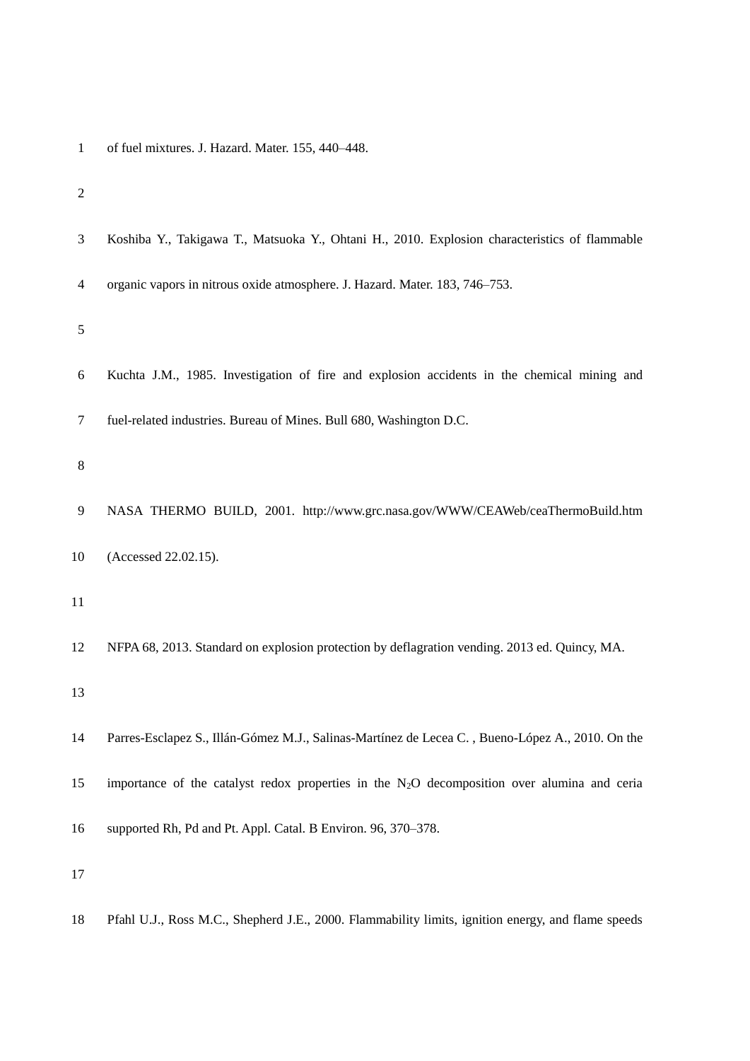of fuel mixtures. J. Hazard. Mater. 155, 440–448.

Koshiba Y., Takigawa T., Matsuoka Y., Ohtani H., 2010. Explosion characteristics of flammable organic vapors in nitrous oxide atmosphere. J. Hazard. Mater. 183, 746–753.

Kuchta J.M., 1985. Investigation of fire and explosion accidents in the chemical mining and fuel-related industries. Bureau of Mines. Bull 680, Washington D.C.

NASA THERMO BUILD, 2001. http://www.grc.nasa.gov/WWW/CEAWeb/ceaThermoBuild.htm (Accessed 22.02.15).

NFPA 68, 2013. Standard on explosion protection by deflagration vending. 2013 ed. Quincy, MA.

Parres-Esclapez S., Illán-Gómez M.J., Salinas-Martínez de Lecea C. , Bueno-López A., 2010. On the importance of the catalyst redox properties in the $N_2O$ decomposition over alumina and ceria supported Rh, Pd and Pt. Appl. Catal. B Environ. 96, 370–378.

Pfahl U.J., Ross M.C., Shepherd J.E., 2000. Flammability limits, ignition energy, and flame speeds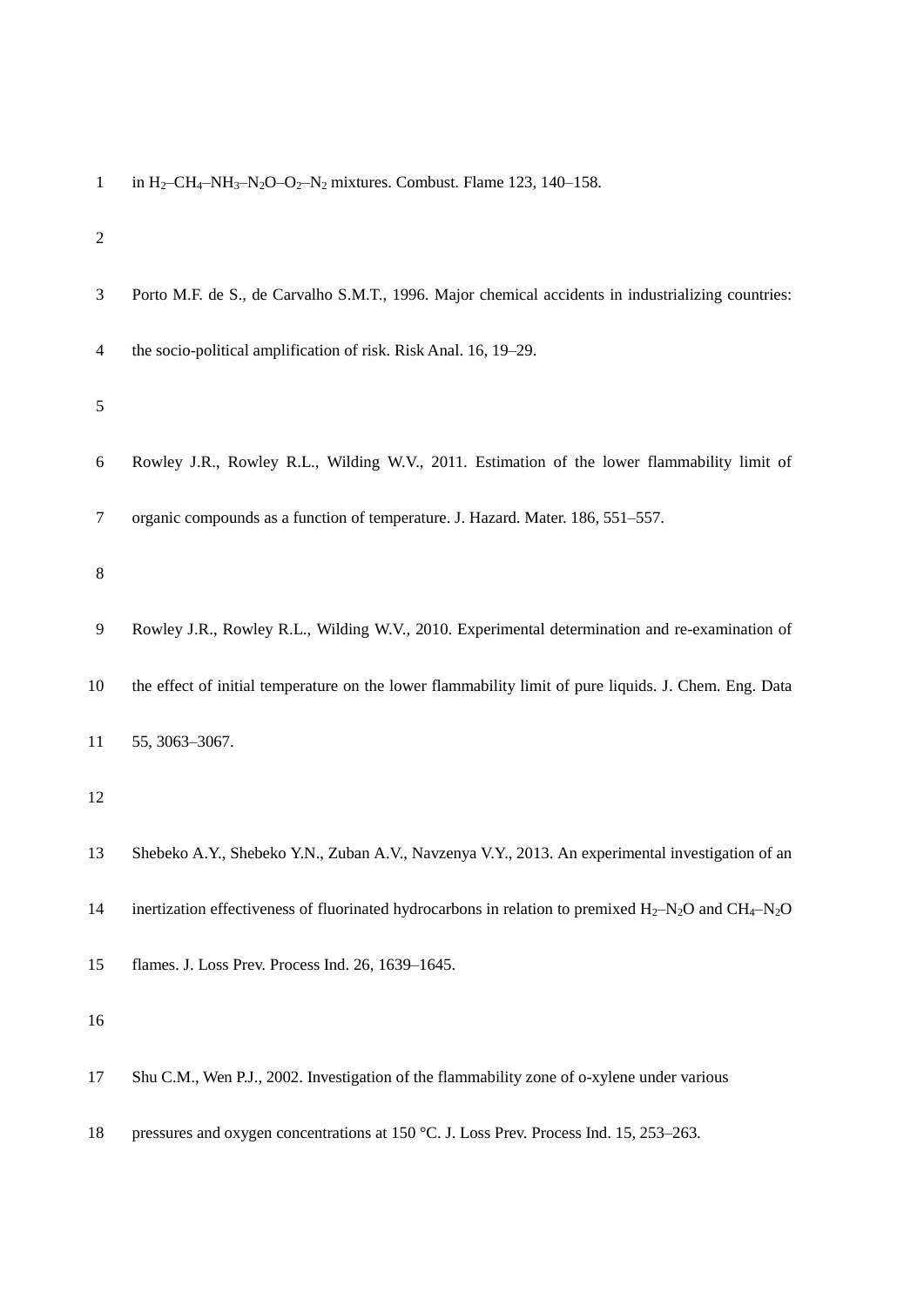in $H_2$–$CH_4$–$NH_3$–$N_2O$–$O_2$–$N_2$ mixtures. Combust. Flame 123, 140–158.

Porto M.F. de S., de Carvalho S.M.T., 1996. Major chemical accidents in industrializing countries: the socio-political amplification of risk. Risk Anal. 16, 19–29.

Rowley J.R., Rowley R.L., Wilding W.V., 2011. Estimation of the lower flammability limit of organic compounds as a function of temperature. J. Hazard. Mater. 186, 551–557.

Rowley J.R., Rowley R.L., Wilding W.V., 2010. Experimental determination and re-examination of the effect of initial temperature on the lower flammability limit of pure liquids. J. Chem. Eng. Data 55, 3063–3067.

Shebeko A.Y., Shebeko Y.N., Zuban A.V., Navzenya V.Y., 2013. An experimental investigation of an inertization effectiveness of fluorinated hydrocarbons in relation to premixed $H_2$–$N_2O$ and $CH_4$–$N_2O$ flames. J. Loss Prev. Process Ind. 26, 1639–1645.

Shu C.M., Wen P.J., 2002. Investigation of the flammability zone of o-xylene under various pressures and oxygen concentrations at 150 °C. J. Loss Prev. Process Ind. 15, 253–263.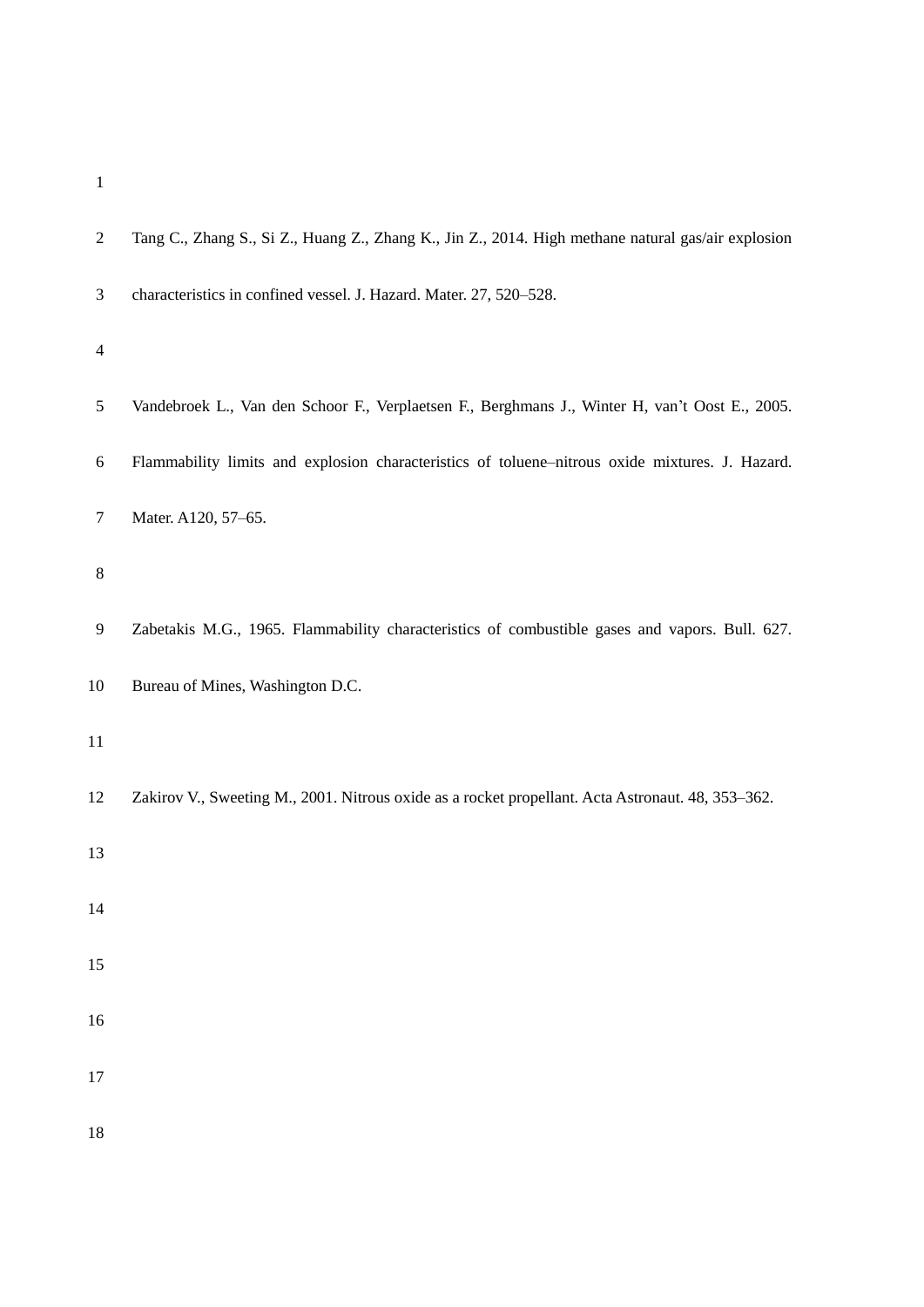Tang C., Zhang S., Si Z., Huang Z., Zhang K., Jin Z., 2014. High methane natural gas/air explosion characteristics in confined vessel. J. Hazard. Mater. 27, 520–528.

Vandebroek L., Van den Schoor F., Verplaetsen F., Berghmans J., Winter H, van't Oost E., 2005. Flammability limits and explosion characteristics of toluene–nitrous oxide mixtures. J. Hazard. Mater. A120, 57–65.

Zabetakis M.G., 1965. Flammability characteristics of combustible gases and vapors. Bull. 627. Bureau of Mines, Washington D.C.

Zakirov V., Sweeting M., 2001. Nitrous oxide as a rocket propellant. Acta Astronaut. 48, 353–362.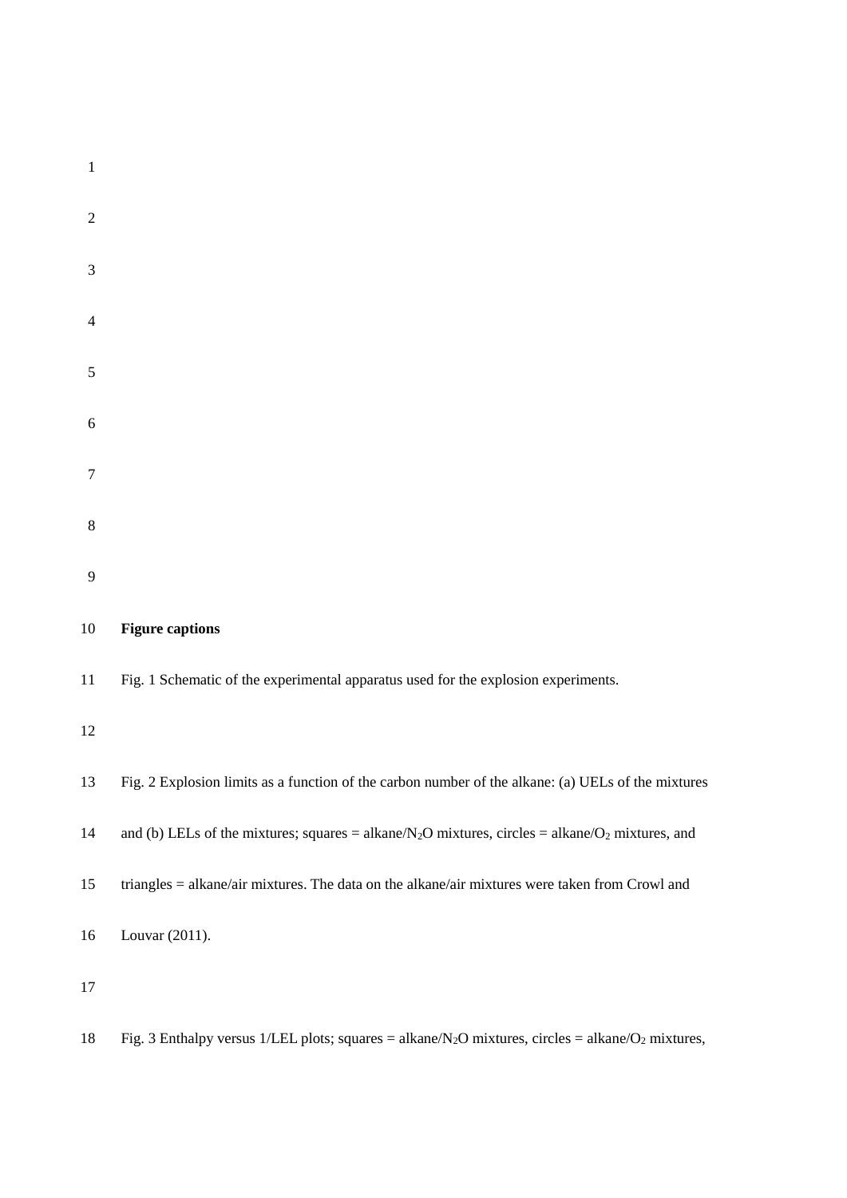**Figure captions**

Fig. 1 Schematic of the experimental apparatus used for the explosion experiments.

Fig. 2 Explosion limits as a function of the carbon number of the alkane: (a) UELs of the mixtures and (b) LELs of the mixtures; squares = alkane/$N_2O$ mixtures, circles = alkane/$O_2$ mixtures, and triangles = alkane/air mixtures. The data on the alkane/air mixtures were taken from Crowl and Louvar (2011).

Fig. 3 Enthalpy versus 1/LEL plots; squares = alkane/$N_2O$ mixtures, circles = alkane/$O_2$ mixtures,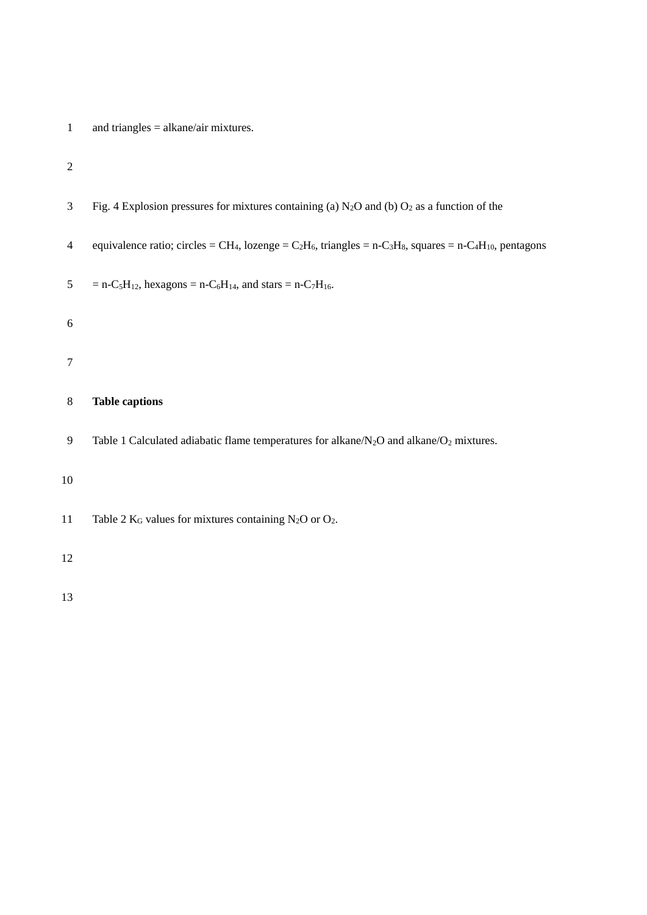and triangles = alkane/air mixtures.

Fig. 4 Explosion pressures for mixtures containing (a) $N_2O$ and (b) $O_2$ as a function of the equivalence ratio; circles = $CH_4$, lozenge = $C_2H_6$, triangles = n-$C_3H_8$, squares = n-$C_4H_{10}$, pentagons = n-$C_5H_{12}$, hexagons = n-$C_6H_{14}$, and stars = n-$C_7H_{16}$.

**Table captions**

Table 1 Calculated adiabatic flame temperatures for alkane/$N_2O$ and alkane/$O_2$ mixtures.

Table 2 $K_G$ values for mixtures containing $N_2O$ or $O_2$.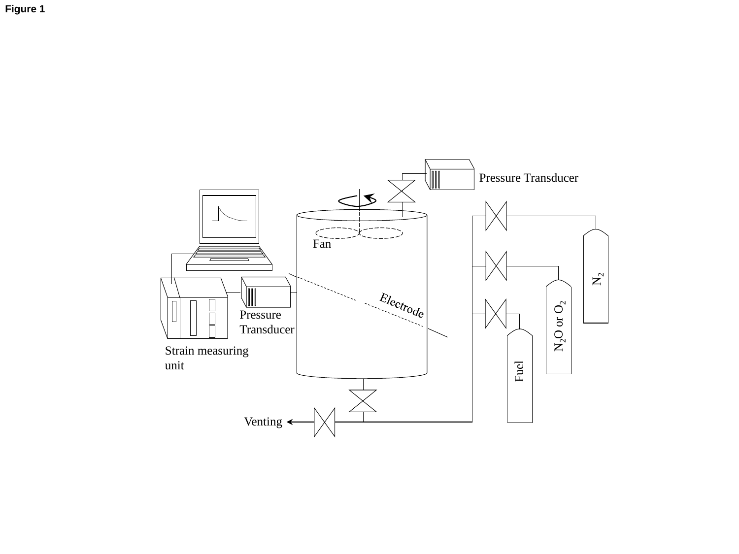**Figure 1**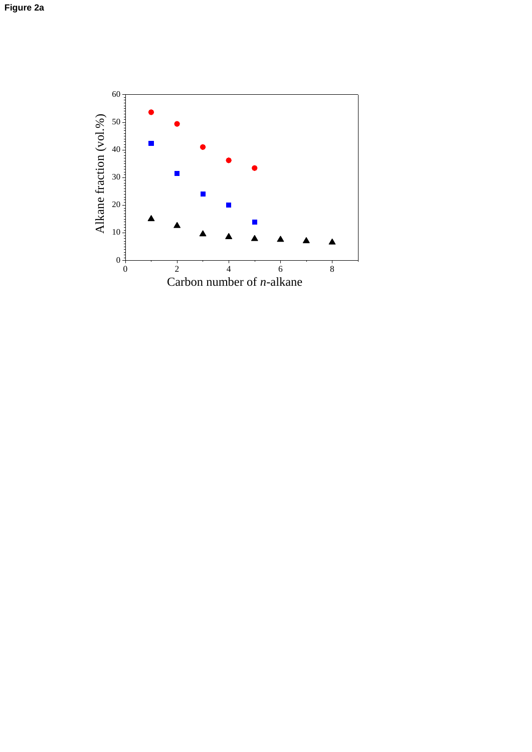**Figure 2a**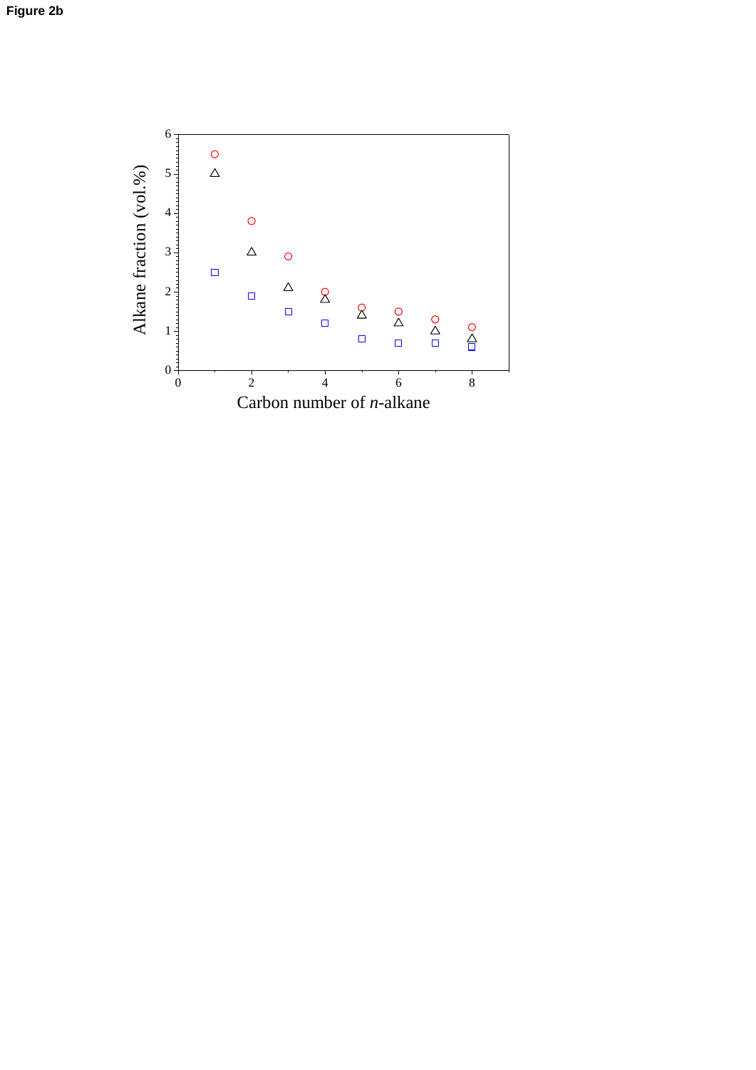**Figure 2b**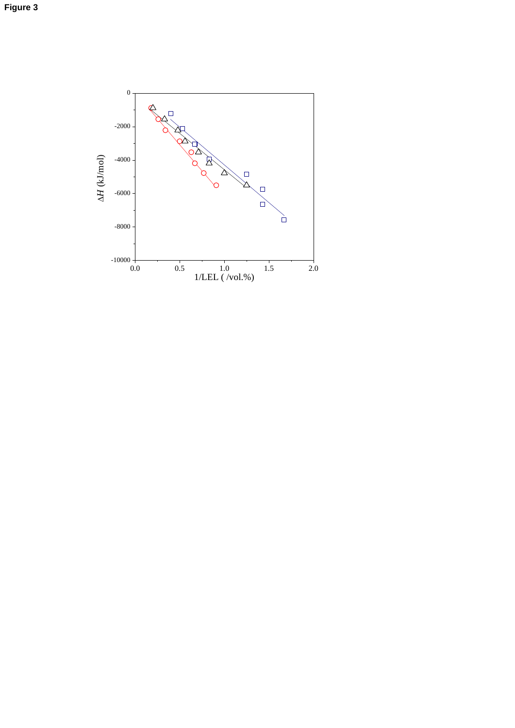**Figure 3**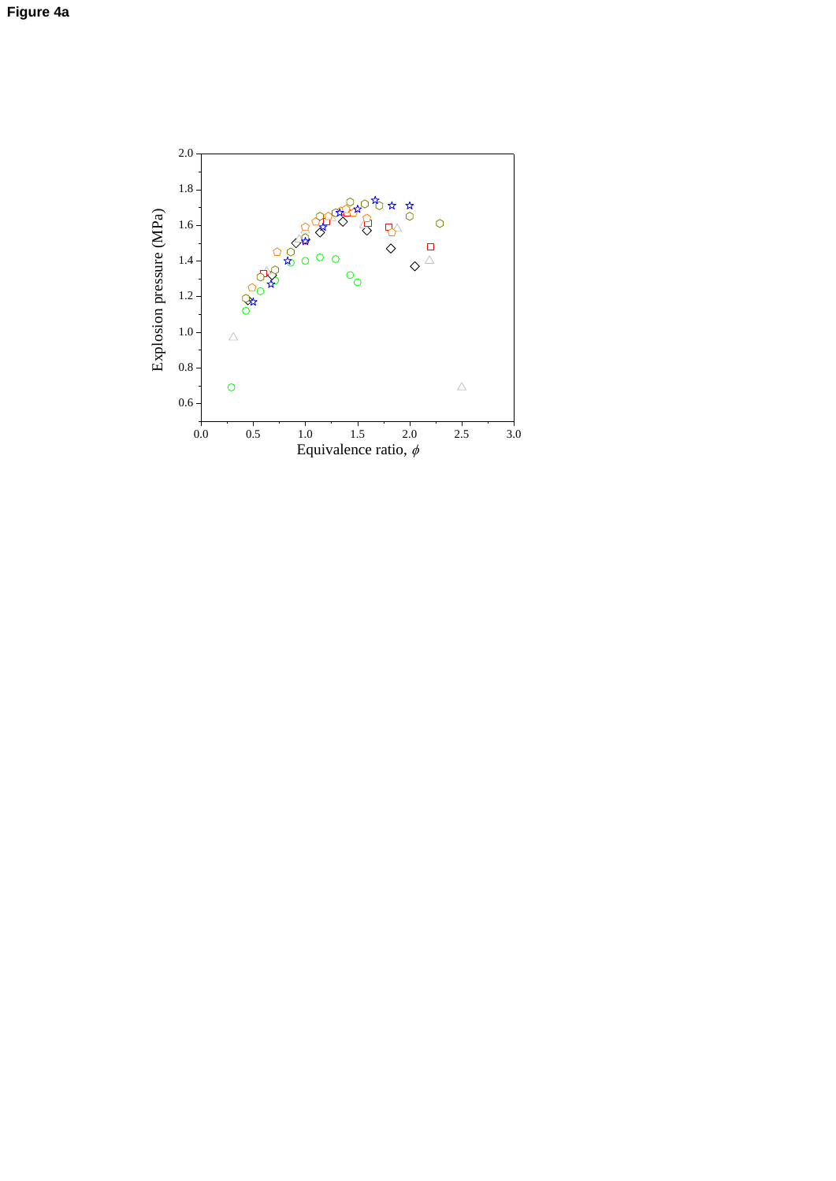**Figure 4a**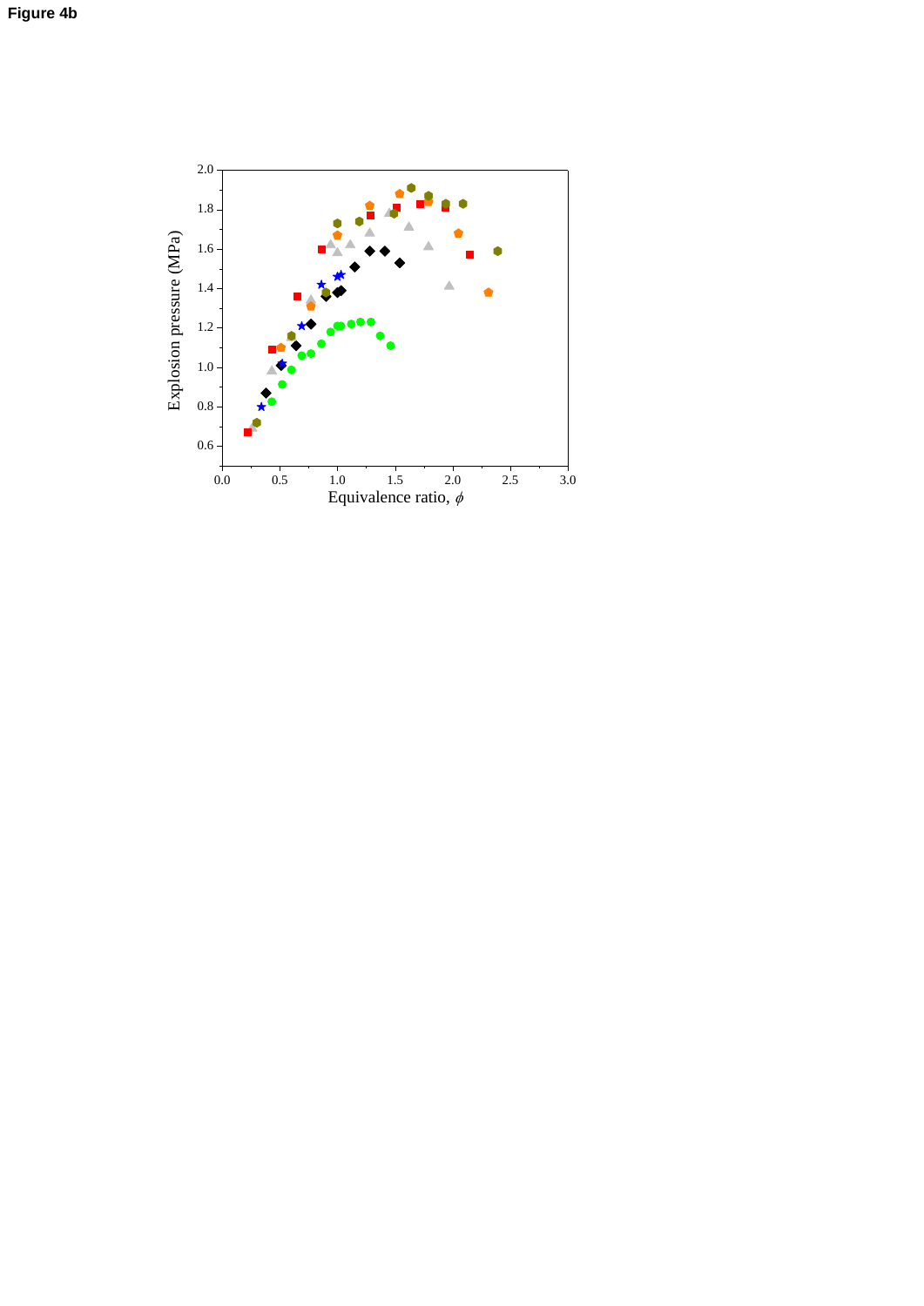**Figure 4b**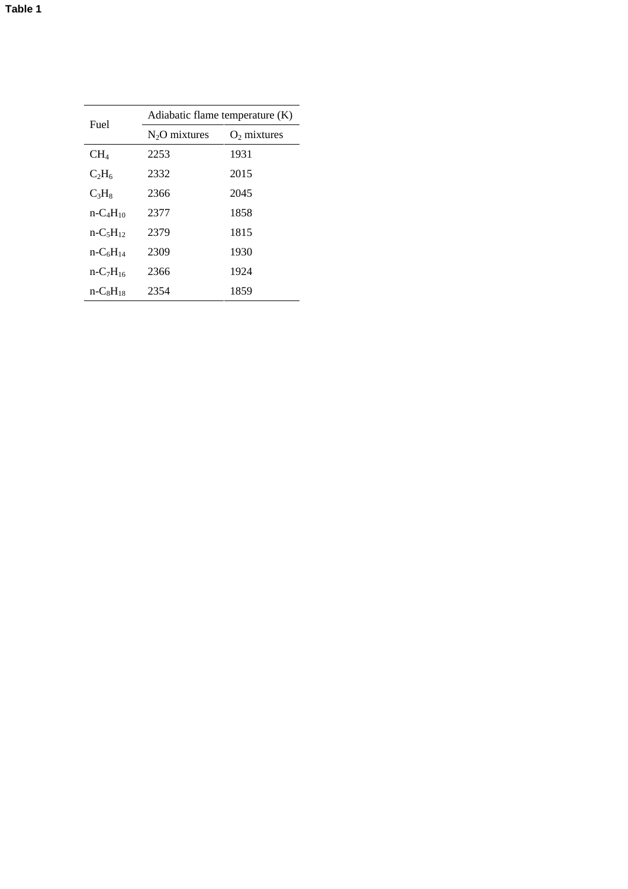**Table 1**

| Fuel | Adiabatic flame temperature (K) | |
|---|---|---|
| | $N_2O$ mixtures | $O_2$ mixtures |
| $CH_4$ | 2253 | 1931 |
| $C_2H_6$ | 2332 | 2015 |
| $C_3H_8$ | 2366 | 2045 |
| n-$C_4H_{10}$ | 2377 | 1858 |
| n-$C_5H_{12}$ | 2379 | 1815 |
| n-$C_6H_{14}$ | 2309 | 1930 |
| n-$C_7H_{16}$ | 2366 | 1924 |
| n-$C_8H_{18}$ | 2354 | 1859 |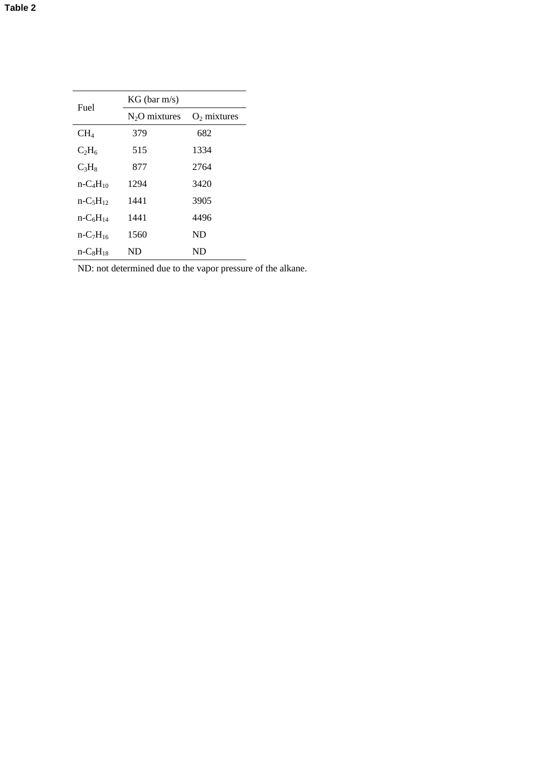**Table 2**

| Fuel | KG (bar m/s) | |
|---|---|---|
| | $N_2O$ mixtures | $O_2$ mixtures |
| $CH_4$ | 379 | 682 |
| $C_2H_6$ | 515 | 1334 |
| $C_3H_8$ | 877 | 2764 |
| n-$C_4H_{10}$ | 1294 | 3420 |
| n-$C_5H_{12}$ | 1441 | 3905 |
| n-$C_6H_{14}$ | 1441 | 4496 |
| n-$C_7H_{16}$ | 1560 | ND |
| n-$C_8H_{18}$ | ND | ND |

ND: not determined due to the vapor pressure of the alkane.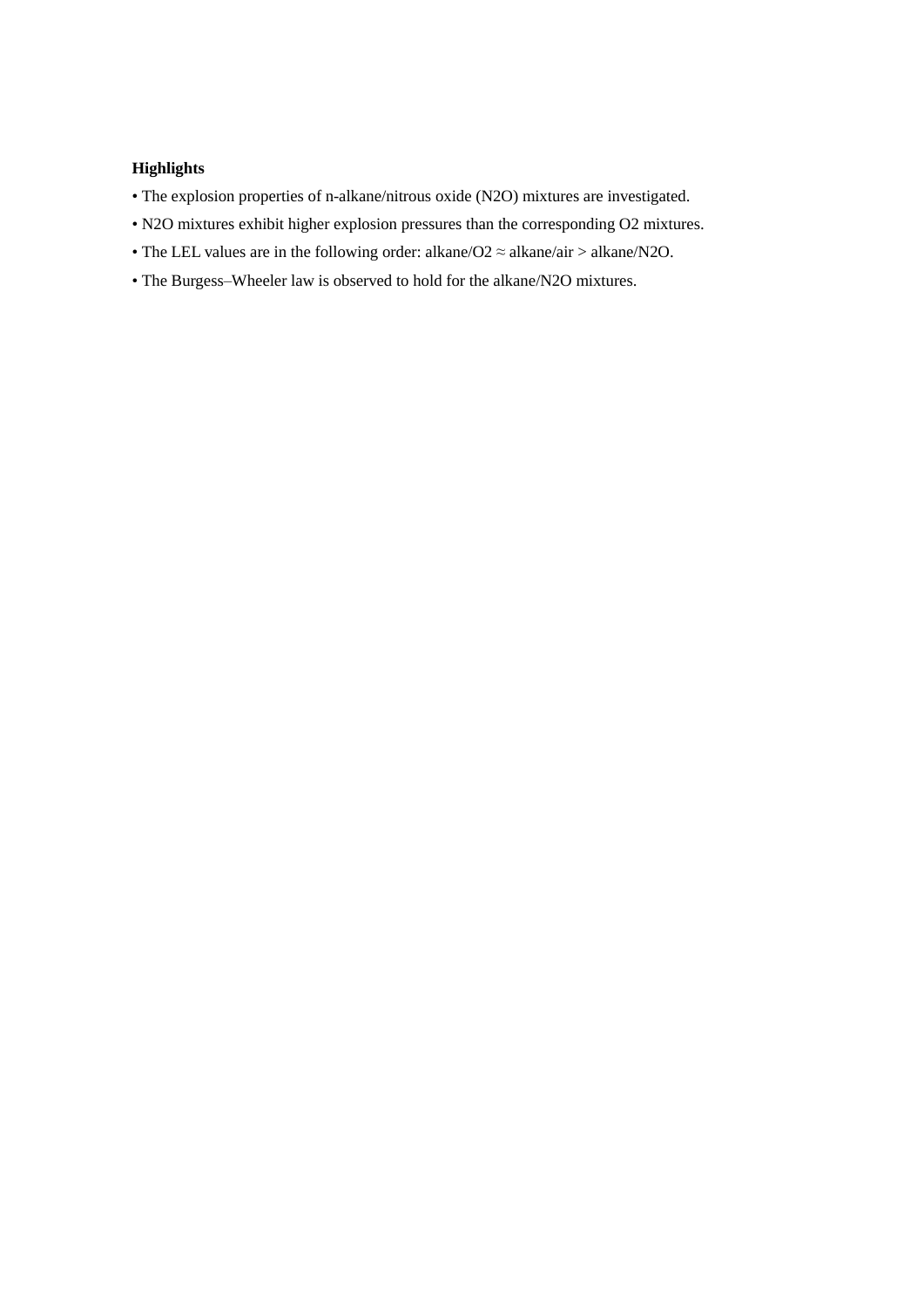**Highlights**

- The explosion properties of n-alkane/nitrous oxide ($N_2O$) mixtures are investigated.
- $N_2O$ mixtures exhibit higher explosion pressures than the corresponding $O_2$ mixtures.
- The LEL values are in the following order: alkane/$O_2$ ≈ alkane/air > alkane/$N_2O$.
- The Burgess–Wheeler law is observed to hold for the alkane/$N_2O$ mixtures.